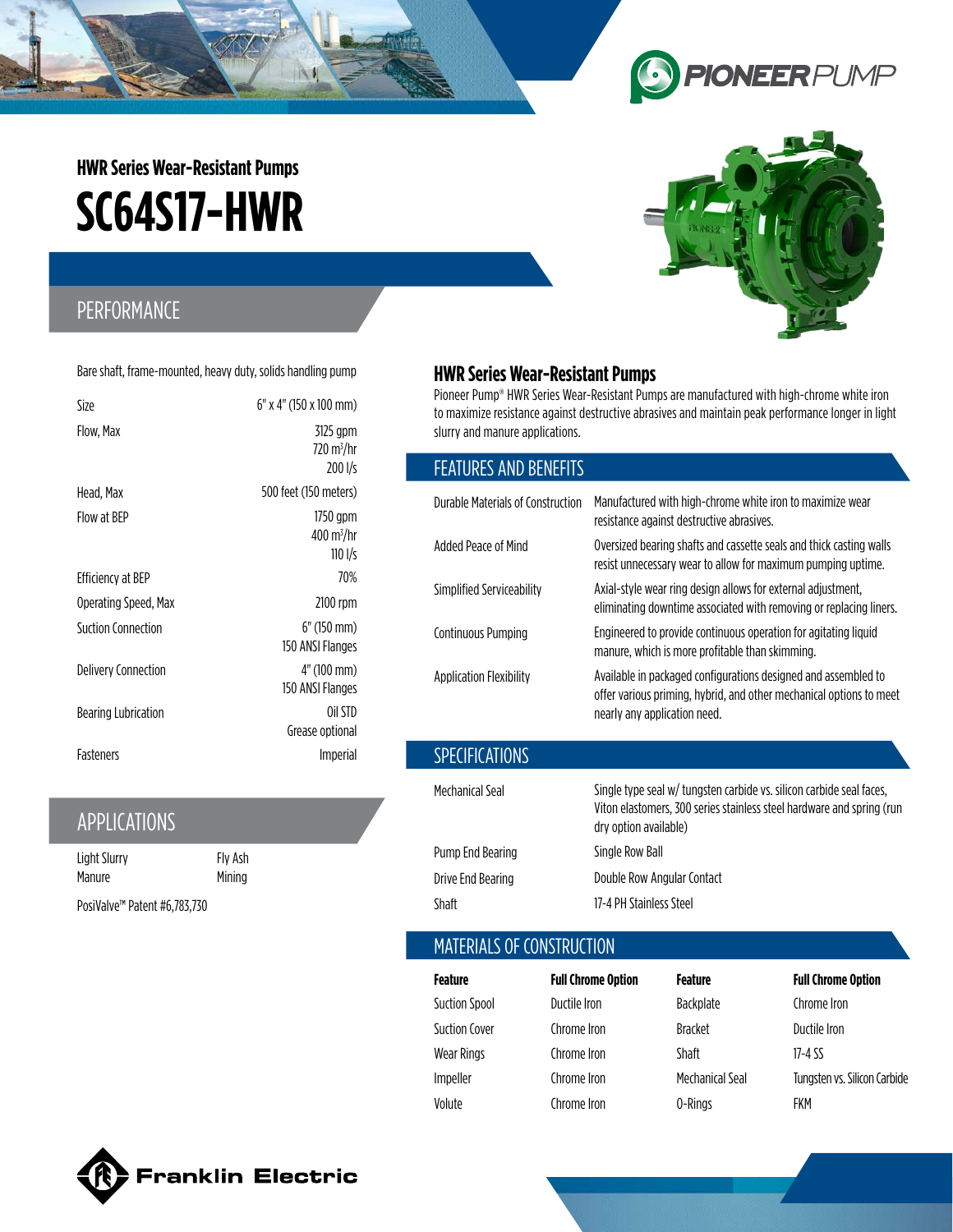# HWR Series Wear-Resistant Pumps

# SC64S17-HWR

## PERFORMANCE

Bare shaft, frame-mounted, heavy duty, solids handling pump

| | |
|---|---|
| Size | 6" x 4" (150 x 100 mm) |
| Flow, Max | 3125 gpm<br>720 m³/hr<br>200 l/s |
| Head, Max | 500 feet (150 meters) |
| Flow at BEP | 1750 gpm<br>400 m³/hr<br>110 l/s |
| Efficiency at BEP | 70% |
| Operating Speed, Max | 2100 rpm |
| Suction Connection | 6" (150 mm)<br>150 ANSI Flanges |
| Delivery Connection | 4" (100 mm)<br>150 ANSI Flanges |
| Bearing Lubrication | Oil STD<br>Grease optional |
| Fasteners | Imperial |

## APPLICATIONS

| | |
|---|---|
| Light Slurry | Fly Ash |
| Manure | Mining |

PosiValve™ Patent #6,783,730

## HWR Series Wear-Resistant Pumps

Pioneer Pump® HWR Series Wear-Resistant Pumps are manufactured with high-chrome white iron to maximize resistance against destructive abrasives and maintain peak performance longer in light slurry and manure applications.

## FEATURES AND BENEFITS

| | |
|---|---|
| Durable Materials of Construction | Manufactured with high-chrome white iron to maximize wear resistance against destructive abrasives. |
| Added Peace of Mind | Oversized bearing shafts and cassette seals and thick casting walls resist unnecessary wear to allow for maximum pumping uptime. |
| Simplified Serviceability | Axial-style wear ring design allows for external adjustment, eliminating downtime associated with removing or replacing liners. |
| Continuous Pumping | Engineered to provide continuous operation for agitating liquid manure, which is more profitable than skimming. |
| Application Flexibility | Available in packaged configurations designed and assembled to offer various priming, hybrid, and other mechanical options to meet nearly any application need. |

## SPECIFICATIONS

| | |
|---|---|
| Mechanical Seal | Single type seal w/ tungsten carbide vs. silicon carbide seal faces, Viton elastomers, 300 series stainless steel hardware and spring (run dry option available) |
| Pump End Bearing | Single Row Ball |
| Drive End Bearing | Double Row Angular Contact |
| Shaft | 17-4 PH Stainless Steel |

## MATERIALS OF CONSTRUCTION

| Feature | Full Chrome Option | Feature | Full Chrome Option |
|---|---|---|---|
| Suction Spool | Ductile Iron | Backplate | Chrome Iron |
| Suction Cover | Chrome Iron | Bracket | Ductile Iron |
| Wear Rings | Chrome Iron | Shaft | 17-4 SS |
| Impeller | Chrome Iron | Mechanical Seal | Tungsten vs. Silicon Carbide |
| Volute | Chrome Iron | O-Rings | FKM |

Franklin Electric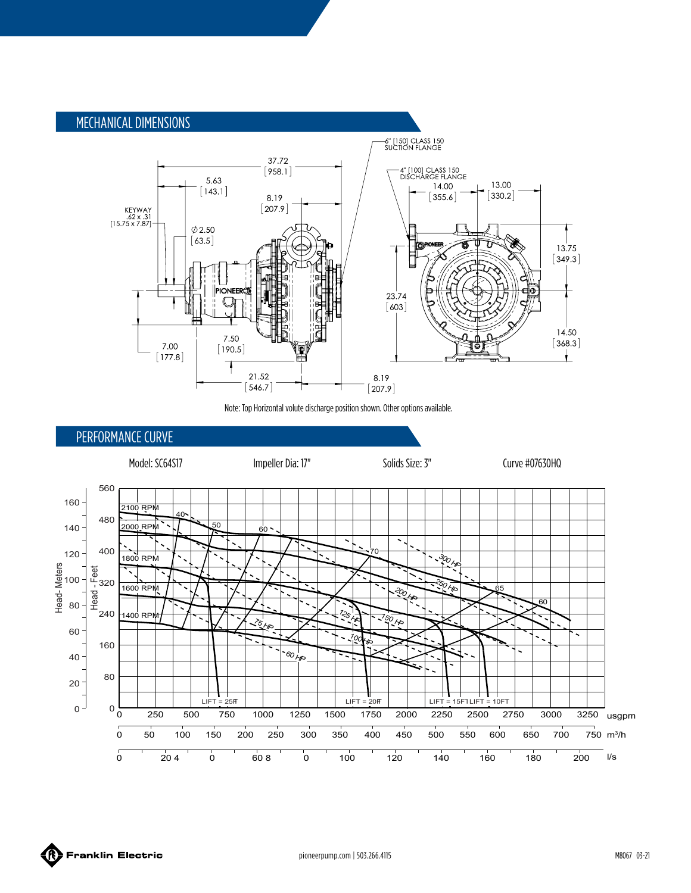## MECHANICAL DIMENSIONS

6" [150] CLASS 150 SUCTION FLANGE

4" [100] CLASS 150 DISCHARGE FLANGE

37.72 [958.1]

5.63 [143.1]

8.19 [207.9]

KEYWAY .62 x .31 [15.75 x 7.87]

∅ 2.50 [63.5]

7.00 [177.8]

7.50 [190.5]

21.52 [546.7]

8.19 [207.9]

14.00 [355.6]

13.00 [330.2]

13.75 [349.3]

23.74 [603]

14.50 [368.3]

Note: Top Horizontal volute discharge position shown. Other options available.

## PERFORMANCE CURVE

Model: SC64S17

Impeller Dia: 17"

Solids Size: 3"

Curve #07630HQ

Head- Meters: 0, 20, 40, 60, 80, 100, 120, 140, 160

Head - Feet: 0, 80, 160, 240, 320, 400, 480, 560

2100 RPM
2000 RPM
1800 RPM
1600 RPM
1400 RPM

40, 50, 60, 70, 65, 60

300 HP, 250 HP, 200 HP, 150 HP, 125 HP, 100 HP, 75 HP, 60 HP

LIFT = 25ft, LIFT = 20ft, LIFT = 15FT, LIFT = 10FT

usgpm: 0, 250, 500, 750, 1000, 1250, 1500, 1750, 2000, 2250, 2500, 2750, 3000, 3250

m³/h: 0, 50, 100, 150, 200, 250, 300, 350, 400, 450, 500, 550, 600, 650, 700, 750

l/s: 0, 20 4, 0, 60 8, 0, 100, 120, 140, 160, 180, 200